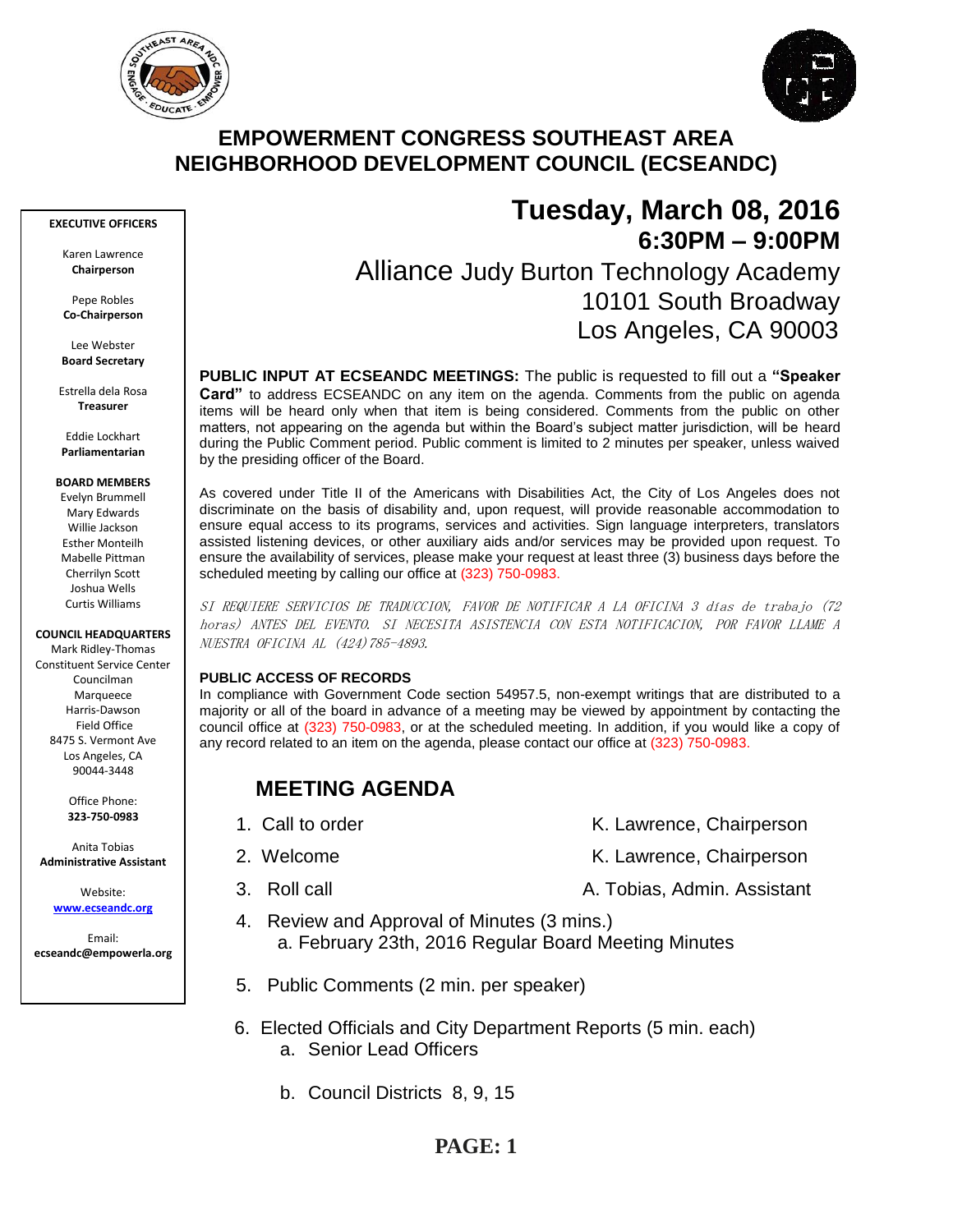# EMPOWERMENT CONGRESS SOUTHEAST AREA NEIGHBORHOOD DEVELOPMENT COUNCIL (ECSEANDC)

**EXECUTIVE OFFICERS**

Karen Lawrence
**Chairperson**

Pepe Robles
**Co-Chairperson**

Lee Webster
**Board Secretary**

Estrella dela Rosa
**Treasurer**

Eddie Lockhart
**Parliamentarian**

**BOARD MEMBERS**
Evelyn Brummell
Mary Edwards
Willie Jackson
Esther Monteilh
Mabelle Pittman
Cherrilyn Scott
Joshua Wells
Curtis Williams

**COUNCIL HEADQUARTERS**
Mark Ridley-Thomas
Constituent Service Center
Councilman
Marqueece
Harris-Dawson
Field Office
8475 S. Vermont Ave
Los Angeles, CA
90044-3448

Office Phone:
**323-750-0983**

Anita Tobias
**Administrative Assistant**

Website:
**www.ecseandc.org**

Email:
**ecseandc@empowerla.org**

## Tuesday, March 08, 2016
### 6:30PM – 9:00PM

Alliance Judy Burton Technology Academy
10101 South Broadway
Los Angeles, CA 90003

**PUBLIC INPUT AT ECSEANDC MEETINGS:** The public is requested to fill out a **"Speaker Card"** to address ECSEANDC on any item on the agenda. Comments from the public on agenda items will be heard only when that item is being considered. Comments from the public on other matters, not appearing on the agenda but within the Board's subject matter jurisdiction, will be heard during the Public Comment period. Public comment is limited to 2 minutes per speaker, unless waived by the presiding officer of the Board.

As covered under Title II of the Americans with Disabilities Act, the City of Los Angeles does not discriminate on the basis of disability and, upon request, will provide reasonable accommodation to ensure equal access to its programs, services and activities. Sign language interpreters, translators assisted listening devices, or other auxiliary aids and/or services may be provided upon request. To ensure the availability of services, please make your request at least three (3) business days before the scheduled meeting by calling our office at (323) 750-0983.

*SI REQUIERE SERVICIOS DE TRADUCCION, FAVOR DE NOTIFICAR A LA OFICINA 3 días de trabajo (72 horas) ANTES DEL EVENTO. SI NECESITA ASISTENCIA CON ESTA NOTIFICACION, POR FAVOR LLAME A NUESTRA OFICINA AL (424)785-4893.*

**PUBLIC ACCESS OF RECORDS**
In compliance with Government Code section 54957.5, non-exempt writings that are distributed to a majority or all of the board in advance of a meeting may be viewed by appointment by contacting the council office at (323) 750-0983, or at the scheduled meeting. In addition, if you would like a copy of any record related to an item on the agenda, please contact our office at (323) 750-0983.

## MEETING AGENDA

1. Call to order — K. Lawrence, Chairperson
2. Welcome — K. Lawrence, Chairperson
3. Roll call — A. Tobias, Admin. Assistant
4. Review and Approval of Minutes (3 mins.)
   a. February 23th, 2016 Regular Board Meeting Minutes
5. Public Comments (2 min. per speaker)
6. Elected Officials and City Department Reports (5 min. each)
   a. Senior Lead Officers
   b. Council Districts 8, 9, 15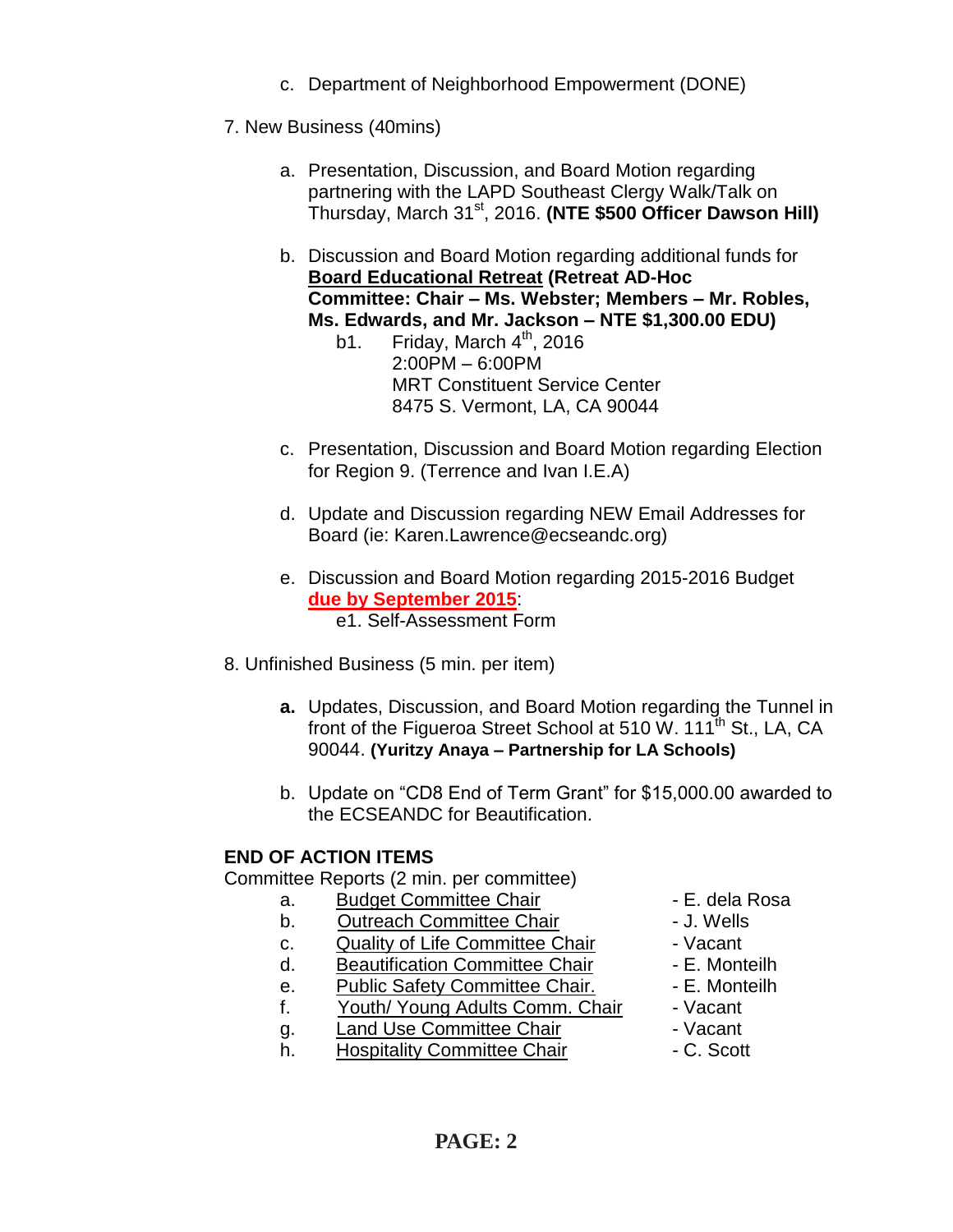c. Department of Neighborhood Empowerment (DONE)

7. New Business (40mins)

   a. Presentation, Discussion, and Board Motion regarding partnering with the LAPD Southeast Clergy Walk/Talk on Thursday, March 31st, 2016. **(NTE $500 Officer Dawson Hill)**

   b. Discussion and Board Motion regarding additional funds for **Board Educational Retreat (Retreat AD-Hoc Committee: Chair – Ms. Webster; Members – Mr. Robles, Ms. Edwards, and Mr. Jackson – NTE $1,300.00 EDU)**

      b1. Friday, March 4th, 2016
      2:00PM – 6:00PM
      MRT Constituent Service Center
      8475 S. Vermont, LA, CA 90044

   c. Presentation, Discussion and Board Motion regarding Election for Region 9. (Terrence and Ivan I.E.A)

   d. Update and Discussion regarding NEW Email Addresses for Board (ie: Karen.Lawrence@ecseandc.org)

   e. Discussion and Board Motion regarding 2015-2016 Budget **due by September 2015**:
      e1. Self-Assessment Form

8. Unfinished Business (5 min. per item)

   **a.** Updates, Discussion, and Board Motion regarding the Tunnel in front of the Figueroa Street School at 510 W. 111th St., LA, CA 90044. **(Yuritzy Anaya – Partnership for LA Schools)**

   b. Update on "CD8 End of Term Grant" for $15,000.00 awarded to the ECSEANDC for Beautification.

**END OF ACTION ITEMS**

Committee Reports (2 min. per committee)

a. Budget Committee Chair - E. dela Rosa
b. Outreach Committee Chair - J. Wells
c. Quality of Life Committee Chair - Vacant
d. Beautification Committee Chair - E. Monteilh
e. Public Safety Committee Chair. - E. Monteilh
f. Youth/ Young Adults Comm. Chair - Vacant
g. Land Use Committee Chair - Vacant
h. Hospitality Committee Chair - C. Scott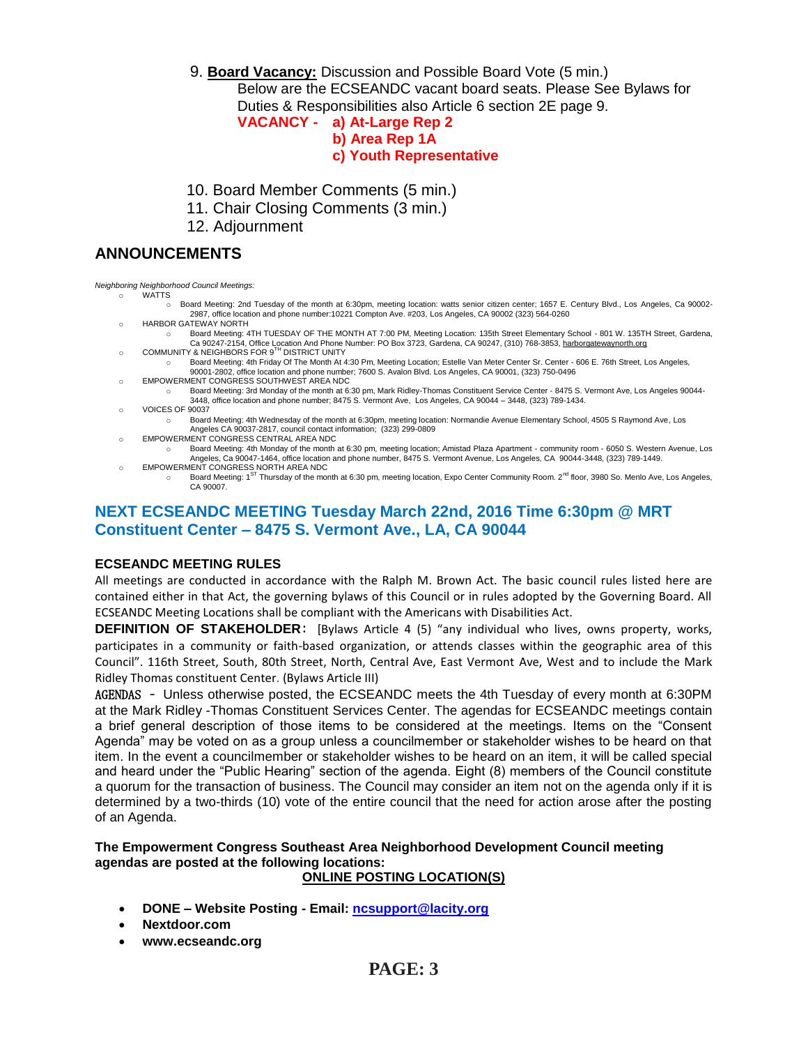9. **Board Vacancy:** Discussion and Possible Board Vote (5 min.)
   Below are the ECSEANDC vacant board seats. Please See Bylaws for Duties & Responsibilities also Article 6 section 2E page 9.
   **VACANCY - a) At-Large Rep 2**
   **b) Area Rep 1A**
   **c) Youth Representative**

10. Board Member Comments (5 min.)
11. Chair Closing Comments (3 min.)
12. Adjournment

## ANNOUNCEMENTS

*Neighboring Neighborhood Council Meetings:*

- WATTS
  - Board Meeting: 2nd Tuesday of the month at 6:30pm, meeting location: watts senior citizen center; 1657 E. Century Blvd., Los Angeles, Ca 90002-2987, office location and phone number:10221 Compton Ave. #203, Los Angeles, CA 90002 (323) 564-0260
- HARBOR GATEWAY NORTH
  - Board Meeting: 4TH TUESDAY OF THE MONTH AT 7:00 PM, Meeting Location: 135th Street Elementary School - 801 W. 135TH Street, Gardena, Ca 90247-2154, Office Location And Phone Number: PO Box 3723, Gardena, CA 90247, (310) 768-3853, harborgatewaynorth.org
- COMMUNITY & NEIGHBORS FOR 9TH DISTRICT UNITY
  - Board Meeting: 4th Friday Of The Month At 4:30 Pm, Meeting Location; Estelle Van Meter Center Sr. Center - 606 E. 76th Street, Los Angeles, 90001-2802, office location and phone number; 7600 S. Avalon Blvd. Los Angeles, CA 90001, (323) 750-0496
- EMPOWERMENT CONGRESS SOUTHWEST AREA NDC
  - Board Meeting: 3rd Monday of the month at 6:30 pm, Mark Ridley-Thomas Constituent Service Center - 8475 S. Vermont Ave, Los Angeles 90044-3448, office location and phone number; 8475 S. Vermont Ave, Los Angeles, CA 90044 – 3448, (323) 789-1434.
- VOICES OF 90037
  - Board Meeting: 4th Wednesday of the month at 6:30pm, meeting location: Normandie Avenue Elementary School, 4505 S Raymond Ave, Los Angeles CA 90037-2817, council contact information; (323) 299-0809
- EMPOWERMENT CONGRESS CENTRAL AREA NDC
  - Board Meeting: 4th Monday of the month at 6:30 pm, meeting location; Amistad Plaza Apartment - community room - 6050 S. Western Avenue, Los Angeles, Ca 90047-1464, office location and phone number, 8475 S. Vermont Avenue, Los Angeles, CA 90044-3448, (323) 789-1449.
- EMPOWERMENT CONGRESS NORTH AREA NDC
  - Board Meeting: 1ST Thursday of the month at 6:30 pm, meeting location, Expo Center Community Room. 2nd floor, 3980 So. Menlo Ave, Los Angeles, CA 90007.

### NEXT ECSEANDC MEETING Tuesday March 22nd, 2016 Time 6:30pm @ MRT Constituent Center – 8475 S. Vermont Ave., LA, CA 90044

### ECSEANDC MEETING RULES

All meetings are conducted in accordance with the Ralph M. Brown Act. The basic council rules listed here are contained either in that Act, the governing bylaws of this Council or in rules adopted by the Governing Board. All ECSEANDC Meeting Locations shall be compliant with the Americans with Disabilities Act.

**DEFINITION OF STAKEHOLDER:** [Bylaws Article 4 (5) "any individual who lives, owns property, works, participates in a community or faith-based organization, or attends classes within the geographic area of this Council". 116th Street, South, 80th Street, North, Central Ave, East Vermont Ave, West and to include the Mark Ridley Thomas constituent Center. (Bylaws Article III)

AGENDAS - Unless otherwise posted, the ECSEANDC meets the 4th Tuesday of every month at 6:30PM at the Mark Ridley -Thomas Constituent Services Center. The agendas for ECSEANDC meetings contain a brief general description of those items to be considered at the meetings. Items on the "Consent Agenda" may be voted on as a group unless a councilmember or stakeholder wishes to be heard on that item. In the event a councilmember or stakeholder wishes to be heard on an item, it will be called special and heard under the "Public Hearing" section of the agenda. Eight (8) members of the Council constitute a quorum for the transaction of business. The Council may consider an item not on the agenda only if it is determined by a two-thirds (10) vote of the entire council that the need for action arose after the posting of an Agenda.

**The Empowerment Congress Southeast Area Neighborhood Development Council meeting agendas are posted at the following locations:**

**ONLINE POSTING LOCATION(S)**

- **DONE – Website Posting - Email: ncsupport@lacity.org**
- **Nextdoor.com**
- **www.ecseandc.org**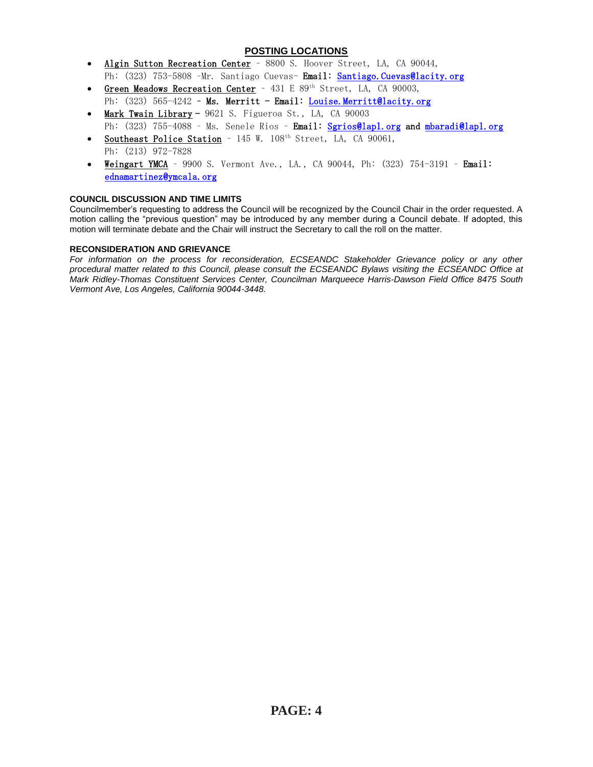## POSTING LOCATIONS

- Algin Sutton Recreation Center – 8800 S. Hoover Street, LA, CA 90044, Ph: (323) 753-5808 -Mr. Santiago Cuevas- **Email:** Santiago.Cuevas@lacity.org
- Green Meadows Recreation Center – 431 E 89th Street, LA, CA 90003, Ph: (323) 565-4242 - **Ms. Merritt - Email:** Louise.Merritt@lacity.org
- Mark Twain Library - 9621 S. Figueroa St., LA, CA 90003 Ph: (323) 755-4088 – Ms. Senele Rios – **Email:** Sgrios@lapl.org **and** mbaradi@lapl.org
- Southeast Police Station – 145 W. 108th Street, LA, CA 90061, Ph: (213) 972-7828
- Weingart YMCA – 9900 S. Vermont Ave., LA., CA 90044, Ph: (323) 754-3191 – **Email:** ednamartinez@ymcala.org

### COUNCIL DISCUSSION AND TIME LIMITS

Councilmember's requesting to address the Council will be recognized by the Council Chair in the order requested. A motion calling the "previous question" may be introduced by any member during a Council debate. If adopted, this motion will terminate debate and the Chair will instruct the Secretary to call the roll on the matter.

### RECONSIDERATION AND GRIEVANCE

*For information on the process for reconsideration, ECSEANDC Stakeholder Grievance policy or any other procedural matter related to this Council, please consult the ECSEANDC Bylaws visiting the ECSEANDC Office at Mark Ridley-Thomas Constituent Services Center, Councilman Marqueece Harris-Dawson Field Office 8475 South Vermont Ave, Los Angeles, California 90044-3448.*